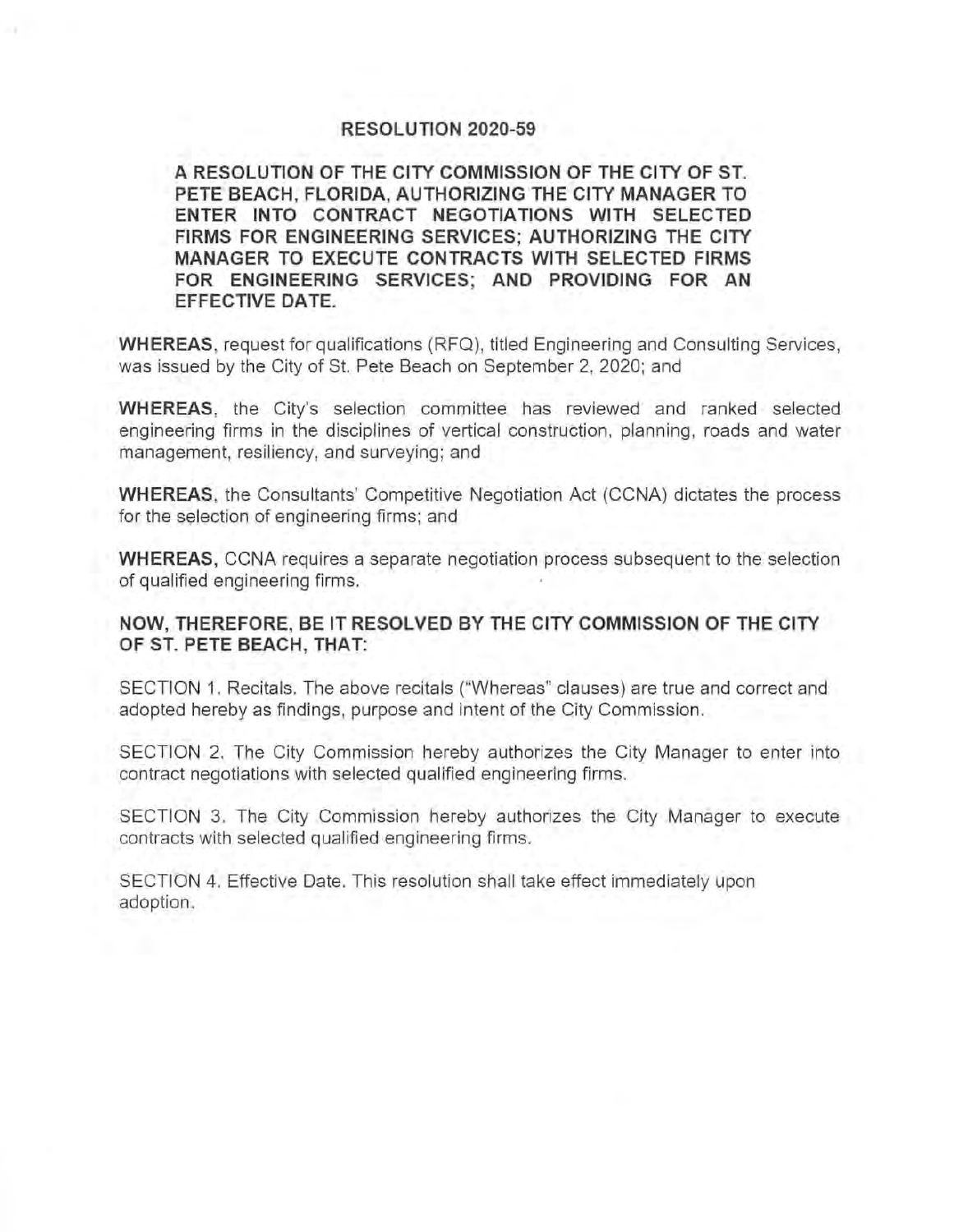# RESOLUTION 2020-59

**A RESOLUTION OF THE CITY COMMISSION OF THE CITY OF ST. PETE BEACH, FLORIDA, AUTHORIZING THE CITY MANAGER TO ENTER INTO CONTRACT NEGOTIATIONS WITH SELECTED FIRMS FOR ENGINEERING SERVICES; AUTHORIZING THE CITY MANAGER TO EXECUTE CONTRACTS WITH SELECTED FIRMS FOR ENGINEERING SERVICES; AND PROVIDING FOR AN EFFECTIVE DATE.**

**WHEREAS**, request for qualifications (RFQ), titled Engineering and Consulting Services, was issued by the City of St. Pete Beach on September 2, 2020; and

**WHEREAS**, the City's selection committee has reviewed and ranked selected engineering firms in the disciplines of vertical construction, planning, roads and water management, resiliency, and surveying; and

**WHEREAS**, the Consultants' Competitive Negotiation Act (CCNA) dictates the process for the selection of engineering firms; and

**WHEREAS,** CCNA requires a separate negotiation process subsequent to the selection of qualified engineering firms.

**NOW, THEREFORE, BE IT RESOLVED BY THE CITY COMMISSION OF THE CITY OF ST. PETE BEACH, THAT:**

SECTION 1. Recitals. The above recitals ("Whereas" clauses) are true and correct and adopted hereby as findings, purpose and intent of the City Commission.

SECTION 2. The City Commission hereby authorizes the City Manager to enter into contract negotiations with selected qualified engineering firms.

SECTION 3. The City Commission hereby authorizes the City Manager to execute contracts with selected qualified engineering firms.

SECTION 4. Effective Date. This resolution shall take effect immediately upon adoption.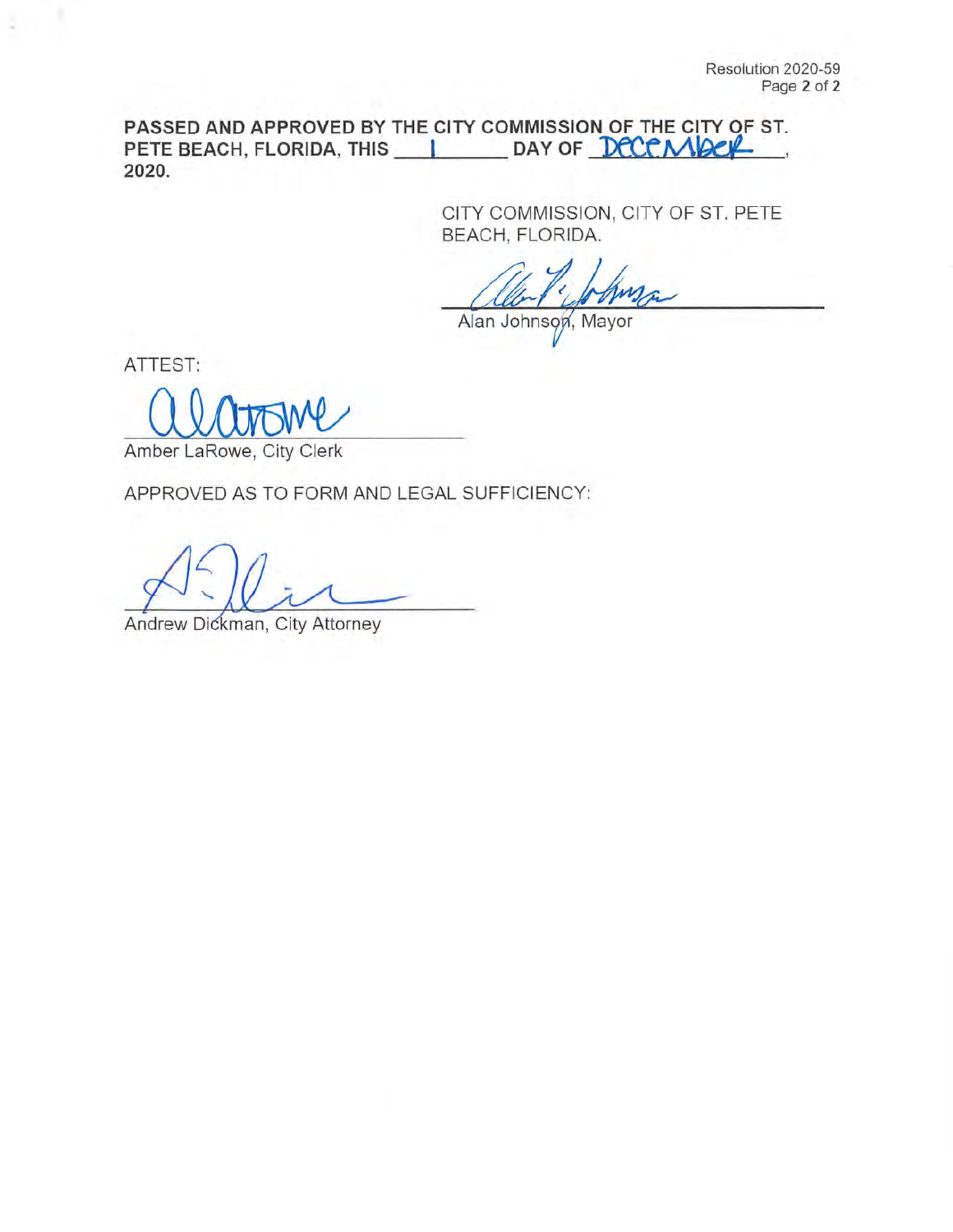**PASSED AND APPROVED BY THE CITY COMMISSION OF THE CITY OF ST. PETE BEACH, FLORIDA, THIS 1 DAY OF December, 2020.**

CITY COMMISSION, CITY OF ST. PETE BEACH, FLORIDA.

Alan Johnson, Mayor

ATTEST:

Amber LaRowe, City Clerk

APPROVED AS TO FORM AND LEGAL SUFFICIENCY:

Andrew Dickman, City Attorney